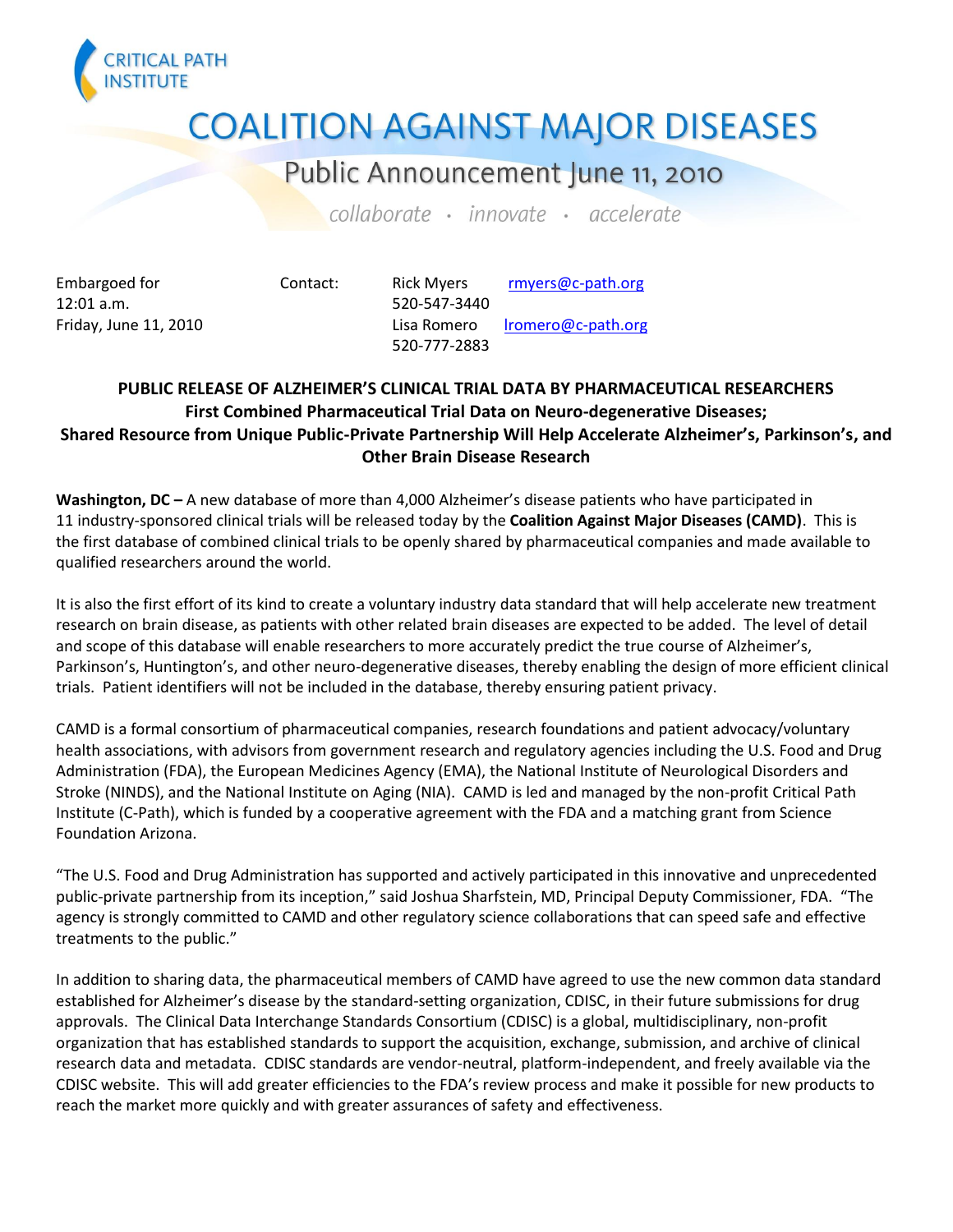CRITICAL PATH INSTITUTE

# COALITION AGAINST MAJOR DISEASES

## Public Announcement June 11, 2010

*collaborate · innovate · accelerate*

| Embargoed for 12:01 a.m. Friday, June 11, 2010 | Contact: | Rick Myers 520-547-3440 | rmyers@c-path.org |
|---|---|---|---|
| | | Lisa Romero 520-777-2883 | lromero@c-path.org |

**PUBLIC RELEASE OF ALZHEIMER'S CLINICAL TRIAL DATA BY PHARMACEUTICAL RESEARCHERS**
**First Combined Pharmaceutical Trial Data on Neuro-degenerative Diseases;**
**Shared Resource from Unique Public-Private Partnership Will Help Accelerate Alzheimer's, Parkinson's, and Other Brain Disease Research**

**Washington, DC –** A new database of more than 4,000 Alzheimer's disease patients who have participated in 11 industry-sponsored clinical trials will be released today by the **Coalition Against Major Diseases (CAMD)**. This is the first database of combined clinical trials to be openly shared by pharmaceutical companies and made available to qualified researchers around the world.

It is also the first effort of its kind to create a voluntary industry data standard that will help accelerate new treatment research on brain disease, as patients with other related brain diseases are expected to be added. The level of detail and scope of this database will enable researchers to more accurately predict the true course of Alzheimer's, Parkinson's, Huntington's, and other neuro-degenerative diseases, thereby enabling the design of more efficient clinical trials. Patient identifiers will not be included in the database, thereby ensuring patient privacy.

CAMD is a formal consortium of pharmaceutical companies, research foundations and patient advocacy/voluntary health associations, with advisors from government research and regulatory agencies including the U.S. Food and Drug Administration (FDA), the European Medicines Agency (EMA), the National Institute of Neurological Disorders and Stroke (NINDS), and the National Institute on Aging (NIA). CAMD is led and managed by the non-profit Critical Path Institute (C-Path), which is funded by a cooperative agreement with the FDA and a matching grant from Science Foundation Arizona.

"The U.S. Food and Drug Administration has supported and actively participated in this innovative and unprecedented public-private partnership from its inception," said Joshua Sharfstein, MD, Principal Deputy Commissioner, FDA. "The agency is strongly committed to CAMD and other regulatory science collaborations that can speed safe and effective treatments to the public."

In addition to sharing data, the pharmaceutical members of CAMD have agreed to use the new common data standard established for Alzheimer's disease by the standard-setting organization, CDISC, in their future submissions for drug approvals. The Clinical Data Interchange Standards Consortium (CDISC) is a global, multidisciplinary, non-profit organization that has established standards to support the acquisition, exchange, submission, and archive of clinical research data and metadata. CDISC standards are vendor-neutral, platform-independent, and freely available via the CDISC website. This will add greater efficiencies to the FDA's review process and make it possible for new products to reach the market more quickly and with greater assurances of safety and effectiveness.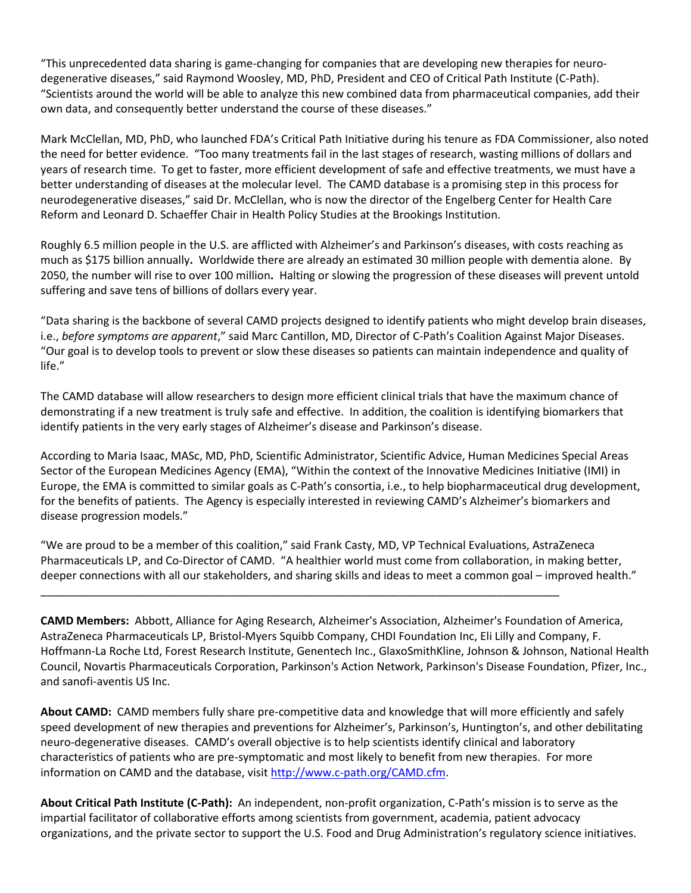"This unprecedented data sharing is game-changing for companies that are developing new therapies for neuro-degenerative diseases," said Raymond Woosley, MD, PhD, President and CEO of Critical Path Institute (C-Path). "Scientists around the world will be able to analyze this new combined data from pharmaceutical companies, add their own data, and consequently better understand the course of these diseases."

Mark McClellan, MD, PhD, who launched FDA's Critical Path Initiative during his tenure as FDA Commissioner, also noted the need for better evidence. "Too many treatments fail in the last stages of research, wasting millions of dollars and years of research time. To get to faster, more efficient development of safe and effective treatments, we must have a better understanding of diseases at the molecular level. The CAMD database is a promising step in this process for neurodegenerative diseases," said Dr. McClellan, who is now the director of the Engelberg Center for Health Care Reform and Leonard D. Schaeffer Chair in Health Policy Studies at the Brookings Institution.

Roughly 6.5 million people in the U.S. are afflicted with Alzheimer's and Parkinson's diseases, with costs reaching as much as $175 billion annually**.** Worldwide there are already an estimated 30 million people with dementia alone. By 2050, the number will rise to over 100 million**.** Halting or slowing the progression of these diseases will prevent untold suffering and save tens of billions of dollars every year.

"Data sharing is the backbone of several CAMD projects designed to identify patients who might develop brain diseases, i.e., *before symptoms are apparent*," said Marc Cantillon, MD, Director of C-Path's Coalition Against Major Diseases. "Our goal is to develop tools to prevent or slow these diseases so patients can maintain independence and quality of life."

The CAMD database will allow researchers to design more efficient clinical trials that have the maximum chance of demonstrating if a new treatment is truly safe and effective. In addition, the coalition is identifying biomarkers that identify patients in the very early stages of Alzheimer's disease and Parkinson's disease.

According to Maria Isaac, MASc, MD, PhD, Scientific Administrator, Scientific Advice, Human Medicines Special Areas Sector of the European Medicines Agency (EMA), "Within the context of the Innovative Medicines Initiative (IMI) in Europe, the EMA is committed to similar goals as C-Path's consortia, i.e., to help biopharmaceutical drug development, for the benefits of patients. The Agency is especially interested in reviewing CAMD's Alzheimer's biomarkers and disease progression models."

"We are proud to be a member of this coalition," said Frank Casty, MD, VP Technical Evaluations, AstraZeneca Pharmaceuticals LP, and Co-Director of CAMD. "A healthier world must come from collaboration, in making better, deeper connections with all our stakeholders, and sharing skills and ideas to meet a common goal – improved health."

---

**CAMD Members:** Abbott, Alliance for Aging Research, Alzheimer's Association, Alzheimer's Foundation of America, AstraZeneca Pharmaceuticals LP, Bristol-Myers Squibb Company, CHDI Foundation Inc, Eli Lilly and Company, F. Hoffmann-La Roche Ltd, Forest Research Institute, Genentech Inc., GlaxoSmithKline, Johnson & Johnson, National Health Council, Novartis Pharmaceuticals Corporation, Parkinson's Action Network, Parkinson's Disease Foundation, Pfizer, Inc., and sanofi-aventis US Inc.

**About CAMD:** CAMD members fully share pre-competitive data and knowledge that will more efficiently and safely speed development of new therapies and preventions for Alzheimer's, Parkinson's, Huntington's, and other debilitating neuro-degenerative diseases. CAMD's overall objective is to help scientists identify clinical and laboratory characteristics of patients who are pre-symptomatic and most likely to benefit from new therapies. For more information on CAMD and the database, visit [http://www.c-path.org/CAMD.cfm](http://www.c-path.org/CAMD.cfm).

**About Critical Path Institute (C-Path):** An independent, non-profit organization, C-Path's mission is to serve as the impartial facilitator of collaborative efforts among scientists from government, academia, patient advocacy organizations, and the private sector to support the U.S. Food and Drug Administration's regulatory science initiatives.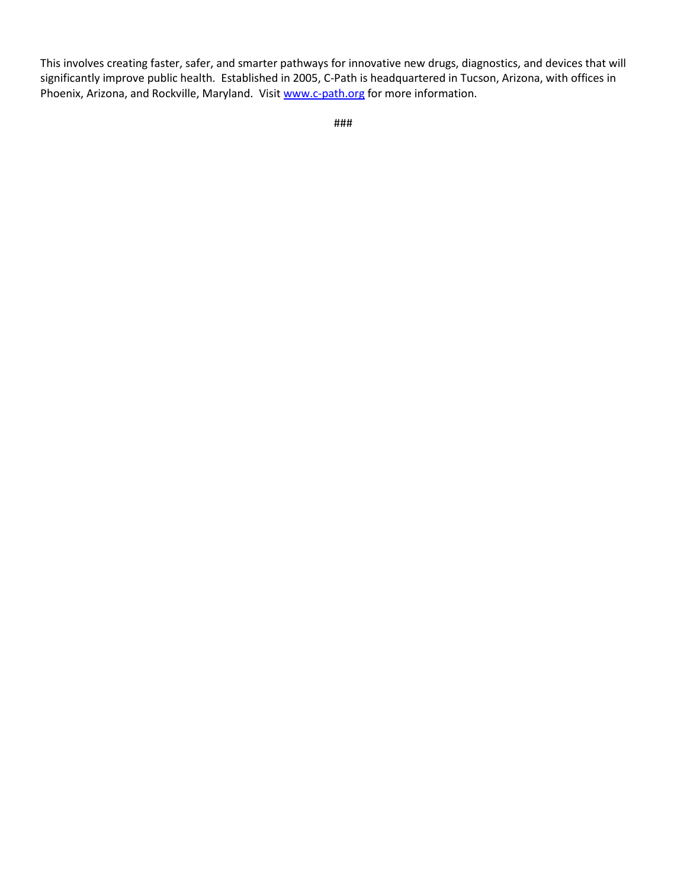This involves creating faster, safer, and smarter pathways for innovative new drugs, diagnostics, and devices that will significantly improve public health. Established in 2005, C-Path is headquartered in Tucson, Arizona, with offices in Phoenix, Arizona, and Rockville, Maryland. Visit [www.c-path.org](http://www.c-path.org) for more information.

###